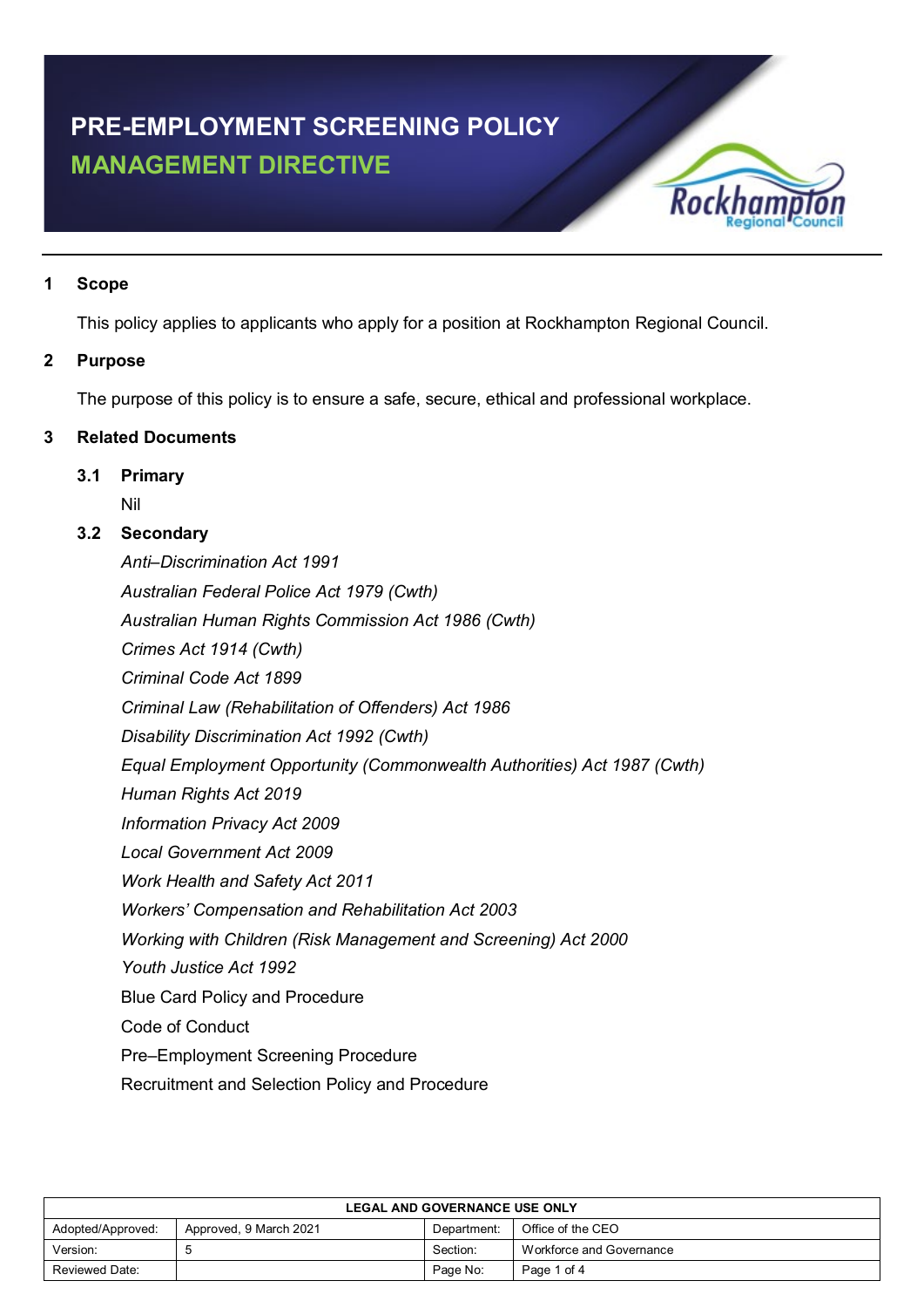# PRE-EMPLOYMENT SCREENING POLICY

## MANAGEMENT DIRECTIVE

## 1 Scope

This policy applies to applicants who apply for a position at Rockhampton Regional Council.

## 2 Purpose

The purpose of this policy is to ensure a safe, secure, ethical and professional workplace.

## 3 Related Documents

### 3.1 Primary

Nil

### 3.2 Secondary

*Anti–Discrimination Act 1991*

*Australian Federal Police Act 1979 (Cwth)*

*Australian Human Rights Commission Act 1986 (Cwth)*

*Crimes Act 1914 (Cwth)*

*Criminal Code Act 1899*

*Criminal Law (Rehabilitation of Offenders) Act 1986*

*Disability Discrimination Act 1992 (Cwth)*

*Equal Employment Opportunity (Commonwealth Authorities) Act 1987 (Cwth)*

*Human Rights Act 2019*

*Information Privacy Act 2009*

*Local Government Act 2009*

*Work Health and Safety Act 2011*

*Workers' Compensation and Rehabilitation Act 2003*

*Working with Children (Risk Management and Screening) Act 2000*

*Youth Justice Act 1992*

Blue Card Policy and Procedure

Code of Conduct

Pre–Employment Screening Procedure

Recruitment and Selection Policy and Procedure

| LEGAL AND GOVERNANCE USE ONLY | | | |
|---|---|---|---|
| Adopted/Approved: | Approved, 9 March 2021 | Department: | Office of the CEO |
| Version: | 5 | Section: | Workforce and Governance |
| Reviewed Date: | | Page No: | Page 1 of 4 |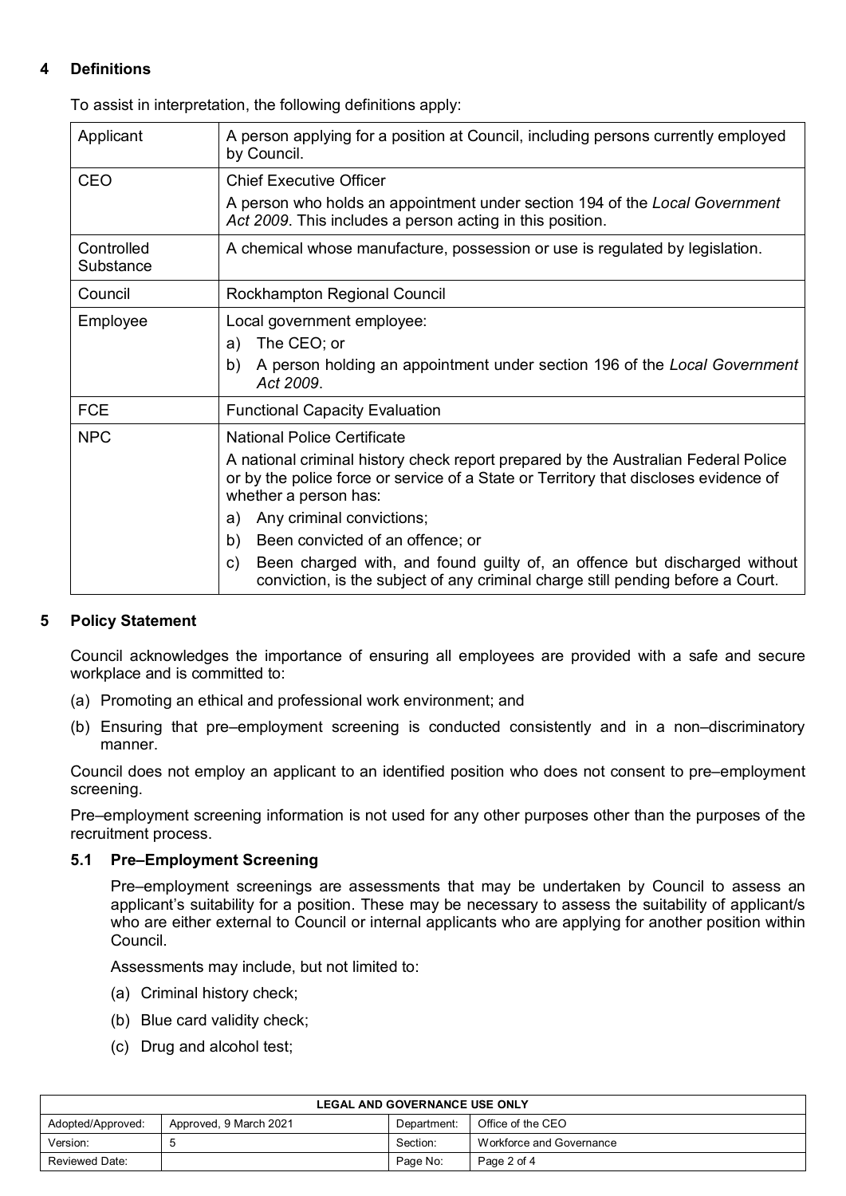## 4 Definitions

To assist in interpretation, the following definitions apply:

| | |
|---|---|
| Applicant | A person applying for a position at Council, including persons currently employed by Council. |
| CEO | Chief Executive Officer<br>A person who holds an appointment under section 194 of the *Local Government Act 2009*. This includes a person acting in this position. |
| Controlled Substance | A chemical whose manufacture, possession or use is regulated by legislation. |
| Council | Rockhampton Regional Council |
| Employee | Local government employee:<br>a) The CEO; or<br>b) A person holding an appointment under section 196 of the *Local Government Act 2009*. |
| FCE | Functional Capacity Evaluation |
| NPC | National Police Certificate<br>A national criminal history check report prepared by the Australian Federal Police or by the police force or service of a State or Territory that discloses evidence of whether a person has:<br>a) Any criminal convictions;<br>b) Been convicted of an offence; or<br>c) Been charged with, and found guilty of, an offence but discharged without conviction, is the subject of any criminal charge still pending before a Court. |

## 5 Policy Statement

Council acknowledges the importance of ensuring all employees are provided with a safe and secure workplace and is committed to:

(a) Promoting an ethical and professional work environment; and

(b) Ensuring that pre–employment screening is conducted consistently and in a non–discriminatory manner.

Council does not employ an applicant to an identified position who does not consent to pre–employment screening.

Pre–employment screening information is not used for any other purposes other than the purposes of the recruitment process.

### 5.1 Pre–Employment Screening

Pre–employment screenings are assessments that may be undertaken by Council to assess an applicant's suitability for a position. These may be necessary to assess the suitability of applicant/s who are either external to Council or internal applicants who are applying for another position within Council.

Assessments may include, but not limited to:

(a) Criminal history check;

(b) Blue card validity check;

(c) Drug and alcohol test;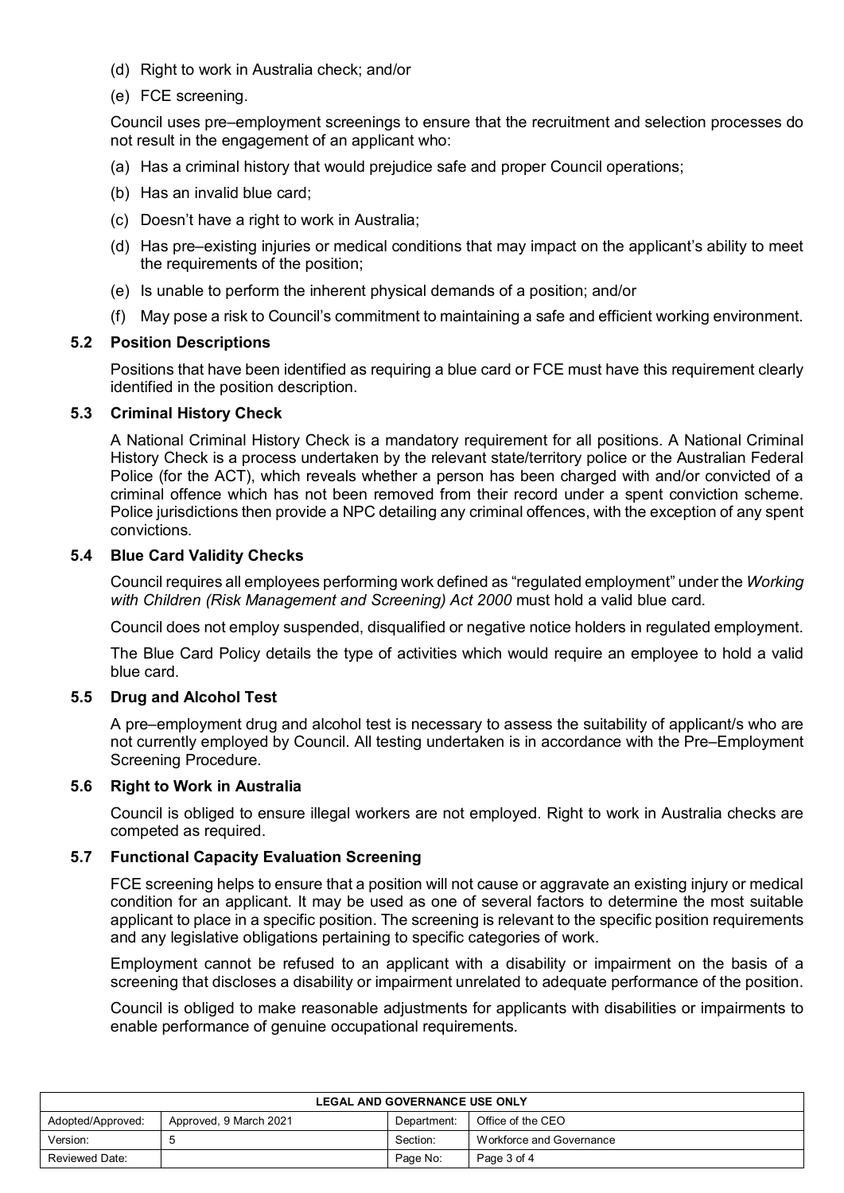(d) Right to work in Australia check; and/or

(e) FCE screening.

Council uses pre–employment screenings to ensure that the recruitment and selection processes do not result in the engagement of an applicant who:

(a) Has a criminal history that would prejudice safe and proper Council operations;

(b) Has an invalid blue card;

(c) Doesn't have a right to work in Australia;

(d) Has pre–existing injuries or medical conditions that may impact on the applicant's ability to meet the requirements of the position;

(e) Is unable to perform the inherent physical demands of a position; and/or

(f) May pose a risk to Council's commitment to maintaining a safe and efficient working environment.

### 5.2 Position Descriptions

Positions that have been identified as requiring a blue card or FCE must have this requirement clearly identified in the position description.

### 5.3 Criminal History Check

A National Criminal History Check is a mandatory requirement for all positions. A National Criminal History Check is a process undertaken by the relevant state/territory police or the Australian Federal Police (for the ACT), which reveals whether a person has been charged with and/or convicted of a criminal offence which has not been removed from their record under a spent conviction scheme. Police jurisdictions then provide a NPC detailing any criminal offences, with the exception of any spent convictions.

### 5.4 Blue Card Validity Checks

Council requires all employees performing work defined as "regulated employment" under the *Working with Children (Risk Management and Screening) Act 2000* must hold a valid blue card.

Council does not employ suspended, disqualified or negative notice holders in regulated employment.

The Blue Card Policy details the type of activities which would require an employee to hold a valid blue card.

### 5.5 Drug and Alcohol Test

A pre–employment drug and alcohol test is necessary to assess the suitability of applicant/s who are not currently employed by Council. All testing undertaken is in accordance with the Pre–Employment Screening Procedure.

### 5.6 Right to Work in Australia

Council is obliged to ensure illegal workers are not employed. Right to work in Australia checks are competed as required.

### 5.7 Functional Capacity Evaluation Screening

FCE screening helps to ensure that a position will not cause or aggravate an existing injury or medical condition for an applicant. It may be used as one of several factors to determine the most suitable applicant to place in a specific position. The screening is relevant to the specific position requirements and any legislative obligations pertaining to specific categories of work.

Employment cannot be refused to an applicant with a disability or impairment on the basis of a screening that discloses a disability or impairment unrelated to adequate performance of the position.

Council is obliged to make reasonable adjustments for applicants with disabilities or impairments to enable performance of genuine occupational requirements.

| LEGAL AND GOVERNANCE USE ONLY | | | |
|---|---|---|---|
| Adopted/Approved: | Approved, 9 March 2021 | Department: | Office of the CEO |
| Version: | 5 | Section: | Workforce and Governance |
| Reviewed Date: | | Page No: | Page 3 of 4 |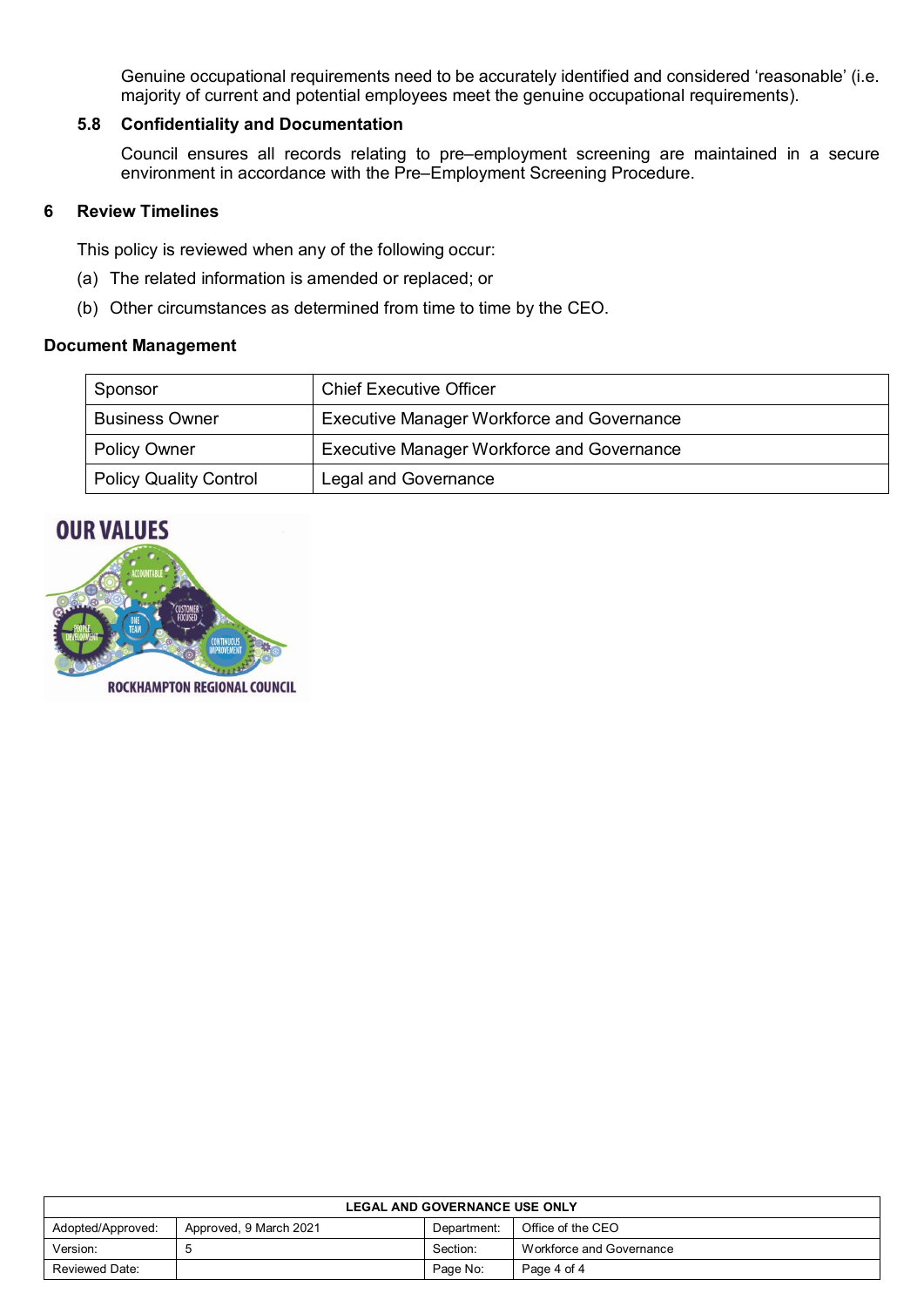Genuine occupational requirements need to be accurately identified and considered 'reasonable' (i.e. majority of current and potential employees meet the genuine occupational requirements).

### 5.8 Confidentiality and Documentation

Council ensures all records relating to pre–employment screening are maintained in a secure environment in accordance with the Pre–Employment Screening Procedure.

## 6 Review Timelines

This policy is reviewed when any of the following occur:

(a) The related information is amended or replaced; or

(b) Other circumstances as determined from time to time by the CEO.

**Document Management**

| | |
|---|---|
| Sponsor | Chief Executive Officer |
| Business Owner | Executive Manager Workforce and Governance |
| Policy Owner | Executive Manager Workforce and Governance |
| Policy Quality Control | Legal and Governance |

| LEGAL AND GOVERNANCE USE ONLY | | | |
|---|---|---|---|
| Adopted/Approved: | Approved, 9 March 2021 | Department: | Office of the CEO |
| Version: | 5 | Section: | Workforce and Governance |
| Reviewed Date: | | Page No: | Page 4 of 4 |